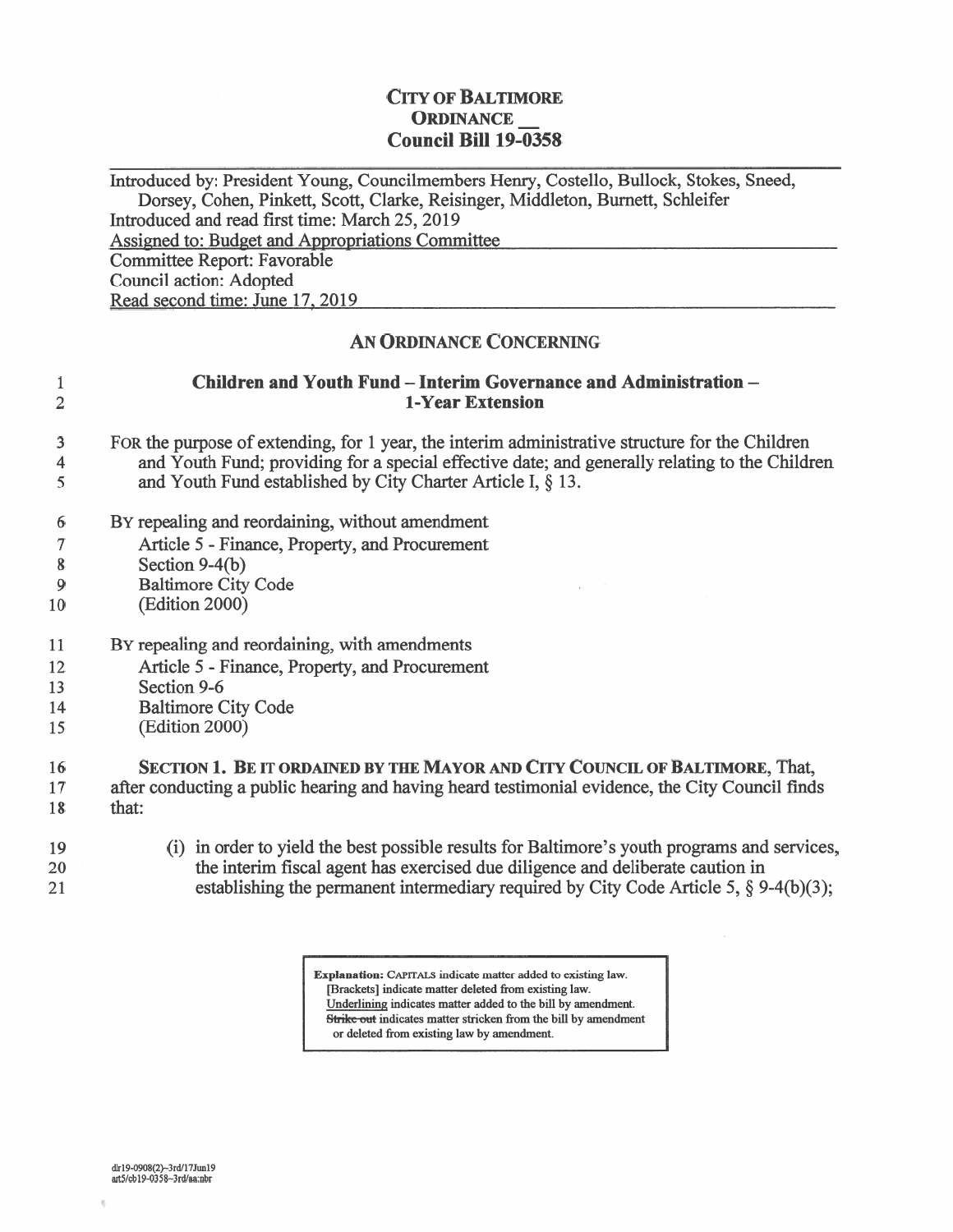# CITY OF BALTIMORE
## ORDINANCE __
## Council Bill 19-0358

Introduced by: President Young, Councilmembers Henry, Costello, Bullock, Stokes, Sneed, Dorsey, Cohen, Pinkett, Scott, Clarke, Reisinger, Middleton, Burnett, Schleifer
Introduced and read first time: March 25, 2019
Assigned to: Budget and Appropriations Committee
Committee Report: Favorable
Council action: Adopted
Read second time: June 17, 2019

## AN ORDINANCE CONCERNING

### Children and Youth Fund – Interim Governance and Administration – 1-Year Extension

FOR the purpose of extending, for 1 year, the interim administrative structure for the Children and Youth Fund; providing for a special effective date; and generally relating to the Children and Youth Fund established by City Charter Article I, § 13.

BY repealing and reordaining, without amendment
Article 5 - Finance, Property, and Procurement
Section 9-4(b)
Baltimore City Code
(Edition 2000)

BY repealing and reordaining, with amendments
Article 5 - Finance, Property, and Procurement
Section 9-6
Baltimore City Code
(Edition 2000)

**SECTION 1. BE IT ORDAINED BY THE MAYOR AND CITY COUNCIL OF BALTIMORE**, That, after conducting a public hearing and having heard testimonial evidence, the City Council finds that:

(i) in order to yield the best possible results for Baltimore's youth programs and services, the interim fiscal agent has exercised due diligence and deliberate caution in establishing the permanent intermediary required by City Code Article 5, § 9-4(b)(3);

**Explanation:** CAPITALS indicate matter added to existing law.
[Brackets] indicate matter deleted from existing law.
Underlining indicates matter added to the bill by amendment.
~~Strike out~~ indicates matter stricken from the bill by amendment or deleted from existing law by amendment.

dlr19-0908(2)~3rd/17Jun19
art5/cb19-0358~3rd/aa:nbr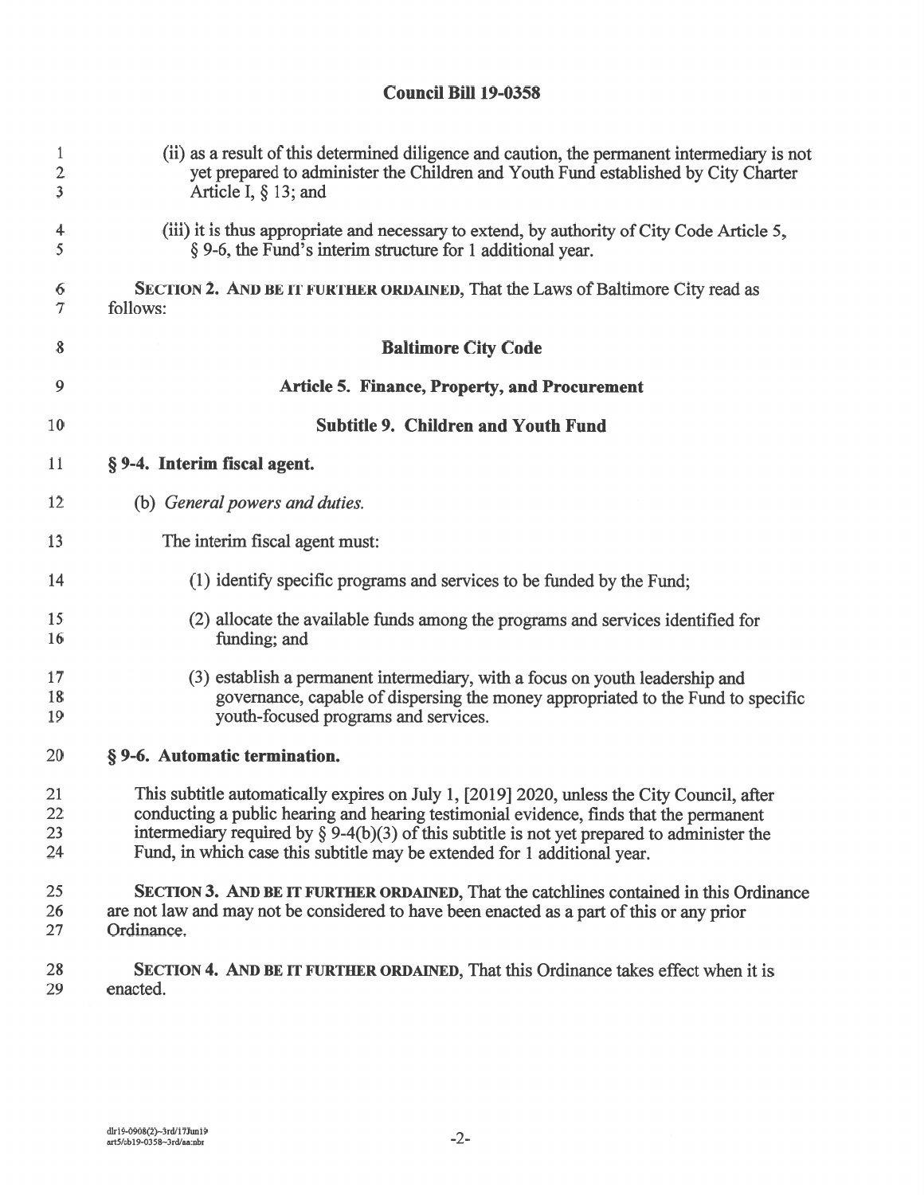**Council Bill 19-0358**

(ii) as a result of this determined diligence and caution, the permanent intermediary is not yet prepared to administer the Children and Youth Fund established by City Charter Article I, § 13; and

(iii) it is thus appropriate and necessary to extend, by authority of City Code Article 5, § 9-6, the Fund's interim structure for 1 additional year.

**SECTION 2. AND BE IT FURTHER ORDAINED**, That the Laws of Baltimore City read as follows:

**Baltimore City Code**

**Article 5. Finance, Property, and Procurement**

**Subtitle 9. Children and Youth Fund**

**§ 9-4. Interim fiscal agent.**

(b) *General powers and duties.*

The interim fiscal agent must:

(1) identify specific programs and services to be funded by the Fund;

(2) allocate the available funds among the programs and services identified for funding; and

(3) establish a permanent intermediary, with a focus on youth leadership and governance, capable of dispersing the money appropriated to the Fund to specific youth-focused programs and services.

**§ 9-6. Automatic termination.**

This subtitle automatically expires on July 1, [2019] 2020, unless the City Council, after conducting a public hearing and hearing testimonial evidence, finds that the permanent intermediary required by § 9-4(b)(3) of this subtitle is not yet prepared to administer the Fund, in which case this subtitle may be extended for 1 additional year.

**SECTION 3. AND BE IT FURTHER ORDAINED**, That the catchlines contained in this Ordinance are not law and may not be considered to have been enacted as a part of this or any prior Ordinance.

**SECTION 4. AND BE IT FURTHER ORDAINED**, That this Ordinance takes effect when it is enacted.

dlr19-0908(2)~3rd/17Jun19
art5/cb19-0358~3rd/aa:nbr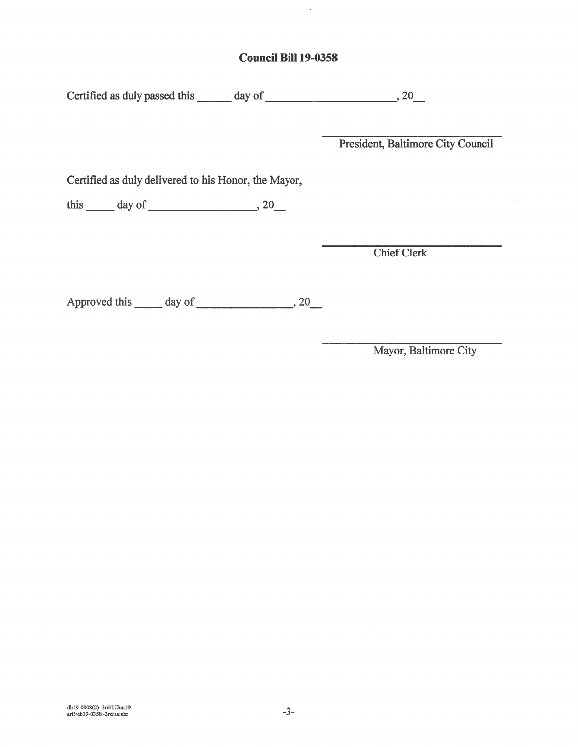**Council Bill 19-0358**

Certified as duly passed this ______ day of ______________________, 20__

______________________________
President, Baltimore City Council

Certified as duly delivered to his Honor, the Mayor,

this _____ day of __________________, 20__

______________________________
Chief Clerk

Approved this _____ day of ________________, 20__

______________________________
Mayor, Baltimore City

dlr19-0908(2)-3rd/17Jun19
art5/cb19-0358-3rd/aa:nbr